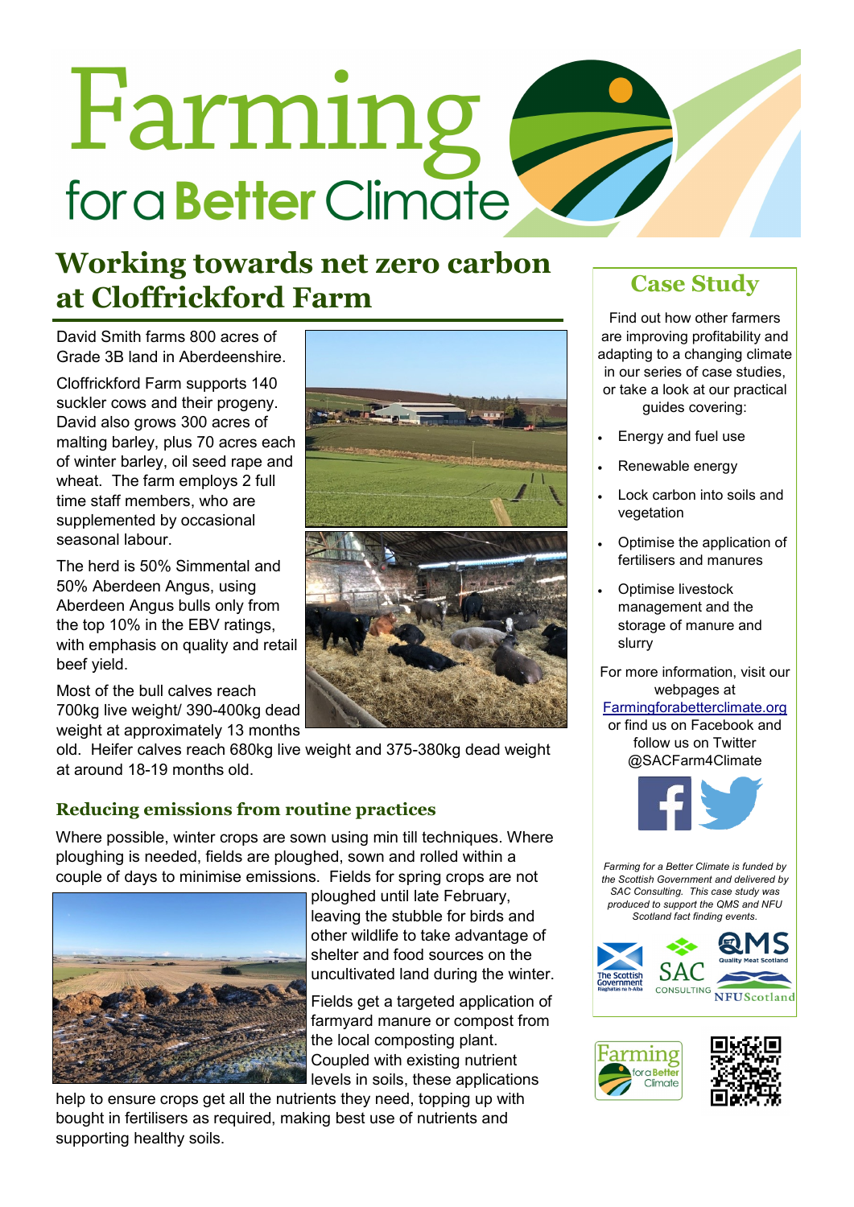# Farming for a Better Climate

## Working towards net zero carbon at Cloffrickford Farm

David Smith farms 800 acres of Grade 3B land in Aberdeenshire.

Cloffrickford Farm supports 140 suckler cows and their progeny. David also grows 300 acres of malting barley, plus 70 acres each of winter barley, oil seed rape and wheat. The farm employs 2 full time staff members, who are supplemented by occasional seasonal labour.

The herd is 50% Simmental and 50% Aberdeen Angus, using Aberdeen Angus bulls only from the top 10% in the EBV ratings, with emphasis on quality and retail beef yield.

Most of the bull calves reach 700kg live weight/ 390-400kg dead weight at approximately 13 months old. Heifer calves reach 680kg live weight and 375-380kg dead weight at around 18-19 months old.

### Reducing emissions from routine practices

Where possible, winter crops are sown using min till techniques. Where ploughing is needed, fields are ploughed, sown and rolled within a couple of days to minimise emissions. Fields for spring crops are not ploughed until late February, leaving the stubble for birds and other wildlife to take advantage of shelter and food sources on the uncultivated land during the winter.

Fields get a targeted application of farmyard manure or compost from the local composting plant. Coupled with existing nutrient levels in soils, these applications help to ensure crops get all the nutrients they need, topping up with bought in fertilisers as required, making best use of nutrients and supporting healthy soils.

## Case Study

Find out how other farmers are improving profitability and adapting to a changing climate in our series of case studies, or take a look at our practical guides covering:

- Energy and fuel use
- Renewable energy
- Lock carbon into soils and vegetation
- Optimise the application of fertilisers and manures
- Optimise livestock management and the storage of manure and slurry

For more information, visit our webpages at Farmingforabetterclimate.org or find us on Facebook and follow us on Twitter @SACFarm4Climate

*Farming for a Better Climate is funded by the Scottish Government and delivered by SAC Consulting. This case study was produced to support the QMS and NFU Scotland fact finding events.*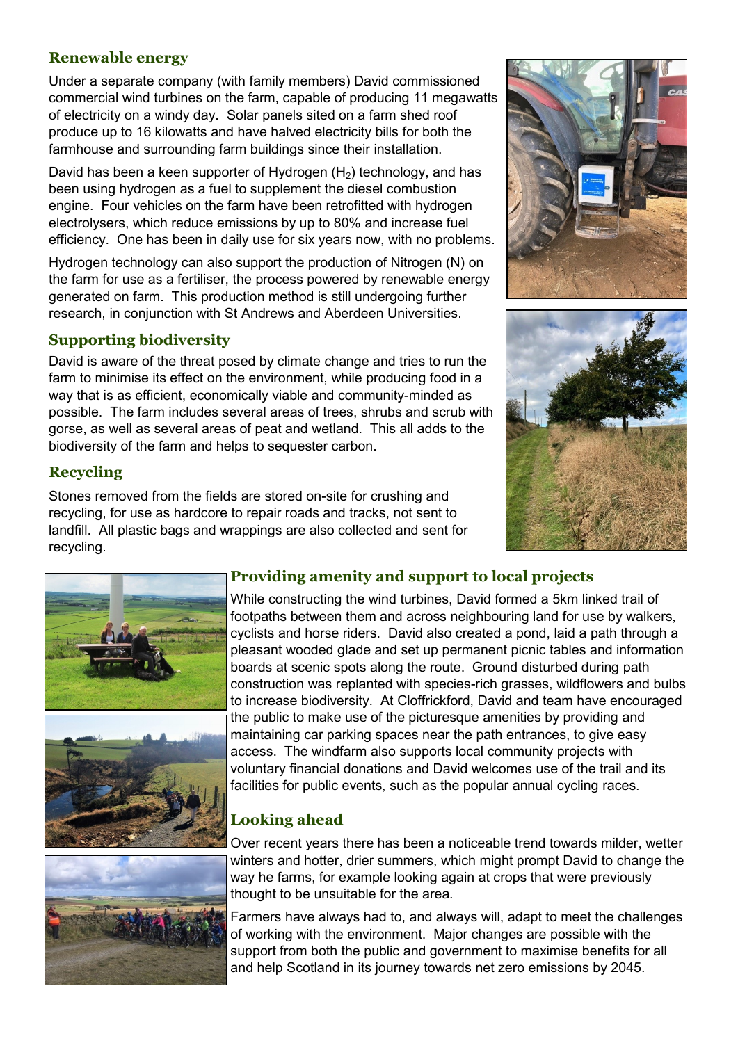## Renewable energy

Under a separate company (with family members) David commissioned commercial wind turbines on the farm, capable of producing 11 megawatts of electricity on a windy day. Solar panels sited on a farm shed roof produce up to 16 kilowatts and have halved electricity bills for both the farmhouse and surrounding farm buildings since their installation.

David has been a keen supporter of Hydrogen ($H_2$) technology, and has been using hydrogen as a fuel to supplement the diesel combustion engine. Four vehicles on the farm have been retrofitted with hydrogen electrolysers, which reduce emissions by up to 80% and increase fuel efficiency. One has been in daily use for six years now, with no problems.

Hydrogen technology can also support the production of Nitrogen (N) on the farm for use as a fertiliser, the process powered by renewable energy generated on farm. This production method is still undergoing further research, in conjunction with St Andrews and Aberdeen Universities.

## Supporting biodiversity

David is aware of the threat posed by climate change and tries to run the farm to minimise its effect on the environment, while producing food in a way that is as efficient, economically viable and community-minded as possible. The farm includes several areas of trees, shrubs and scrub with gorse, as well as several areas of peat and wetland. This all adds to the biodiversity of the farm and helps to sequester carbon.

## Recycling

Stones removed from the fields are stored on-site for crushing and recycling, for use as hardcore to repair roads and tracks, not sent to landfill. All plastic bags and wrappings are also collected and sent for recycling.

## Providing amenity and support to local projects

While constructing the wind turbines, David formed a 5km linked trail of footpaths between them and across neighbouring land for use by walkers, cyclists and horse riders. David also created a pond, laid a path through a pleasant wooded glade and set up permanent picnic tables and information boards at scenic spots along the route. Ground disturbed during path construction was replanted with species-rich grasses, wildflowers and bulbs to increase biodiversity. At Cloffrickford, David and team have encouraged the public to make use of the picturesque amenities by providing and maintaining car parking spaces near the path entrances, to give easy access. The windfarm also supports local community projects with voluntary financial donations and David welcomes use of the trail and its facilities for public events, such as the popular annual cycling races.

## Looking ahead

Over recent years there has been a noticeable trend towards milder, wetter winters and hotter, drier summers, which might prompt David to change the way he farms, for example looking again at crops that were previously thought to be unsuitable for the area.

Farmers have always had to, and always will, adapt to meet the challenges of working with the environment. Major changes are possible with the support from both the public and government to maximise benefits for all and help Scotland in its journey towards net zero emissions by 2045.